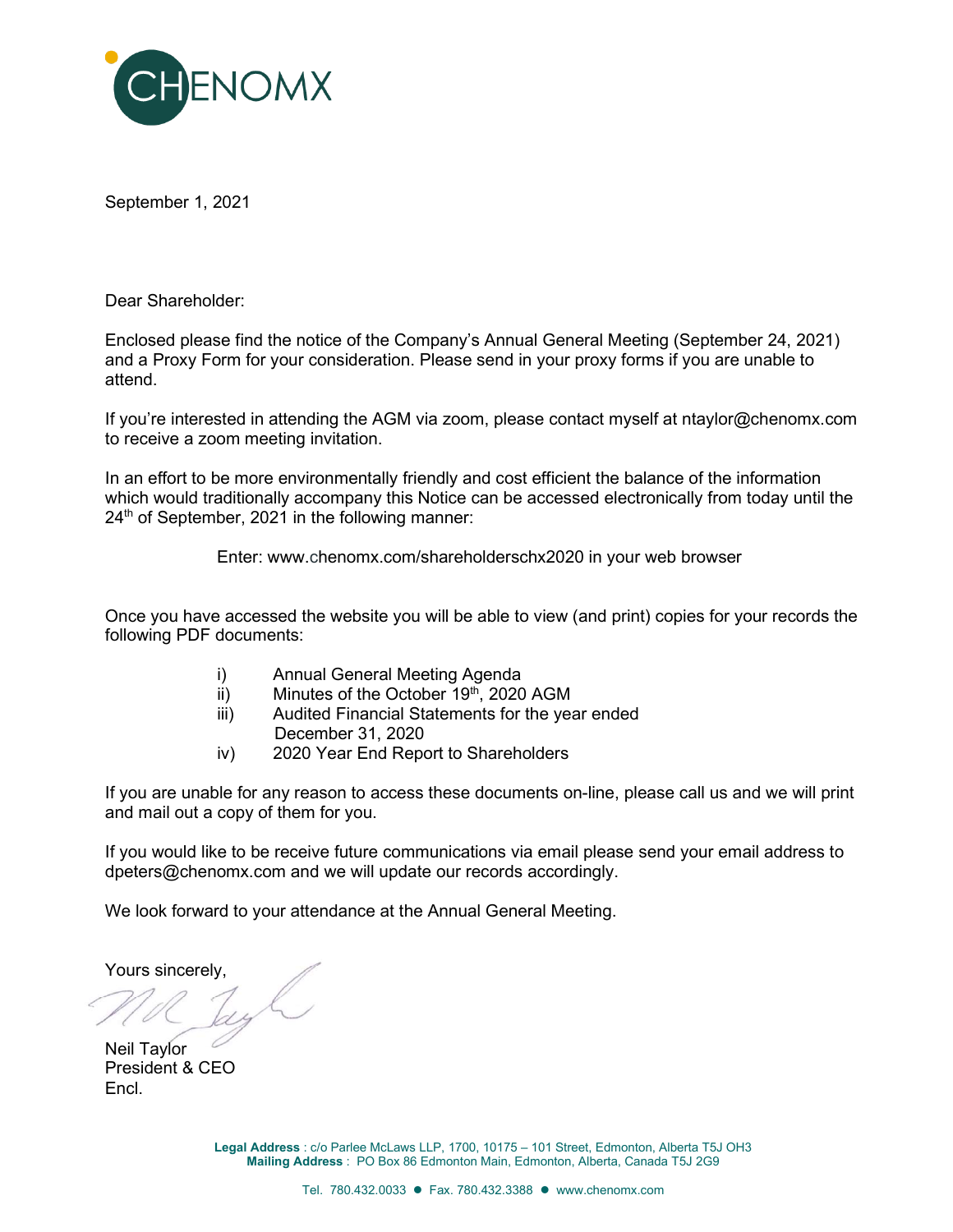CHENOMX

September 1, 2021

Dear Shareholder:

Enclosed please find the notice of the Company's Annual General Meeting (September 24, 2021) and a Proxy Form for your consideration. Please send in your proxy forms if you are unable to attend.

If you're interested in attending the AGM via zoom, please contact myself at ntaylor@chenomx.com to receive a zoom meeting invitation.

In an effort to be more environmentally friendly and cost efficient the balance of the information which would traditionally accompany this Notice can be accessed electronically from today until the 24th of September, 2021 in the following manner:

Enter: www.chenomx.com/shareholderschx2020 in your web browser

Once you have accessed the website you will be able to view (and print) copies for your records the following PDF documents:

i) Annual General Meeting Agenda
ii) Minutes of the October 19th, 2020 AGM
iii) Audited Financial Statements for the year ended December 31, 2020
iv) 2020 Year End Report to Shareholders

If you are unable for any reason to access these documents on-line, please call us and we will print and mail out a copy of them for you.

If you would like to be receive future communications via email please send your email address to dpeters@chenomx.com and we will update our records accordingly.

We look forward to your attendance at the Annual General Meeting.

Yours sincerely,

Neil Taylor
President & CEO
Encl.

**Legal Address** : c/o Parlee McLaws LLP, 1700, 10175 – 101 Street, Edmonton, Alberta T5J OH3
**Mailing Address** : PO Box 86 Edmonton Main, Edmonton, Alberta, Canada T5J 2G9

Tel. 780.432.0033 ● Fax. 780.432.3388 ● www.chenomx.com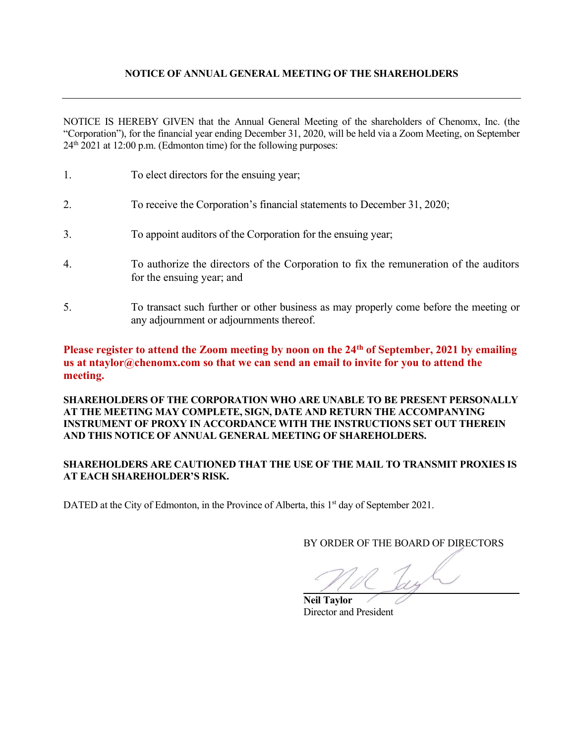**NOTICE OF ANNUAL GENERAL MEETING OF THE SHAREHOLDERS**

---

NOTICE IS HEREBY GIVEN that the Annual General Meeting of the shareholders of Chenomx, Inc. (the "Corporation"), for the financial year ending December 31, 2020, will be held via a Zoom Meeting, on September 24th 2021 at 12:00 p.m. (Edmonton time) for the following purposes:

1. To elect directors for the ensuing year;

2. To receive the Corporation's financial statements to December 31, 2020;

3. To appoint auditors of the Corporation for the ensuing year;

4. To authorize the directors of the Corporation to fix the remuneration of the auditors for the ensuing year; and

5. To transact such further or other business as may properly come before the meeting or any adjournment or adjournments thereof.

**Please register to attend the Zoom meeting by noon on the 24th of September, 2021 by emailing us at ntaylor@chenomx.com so that we can send an email to invite for you to attend the meeting.**

**SHAREHOLDERS OF THE CORPORATION WHO ARE UNABLE TO BE PRESENT PERSONALLY AT THE MEETING MAY COMPLETE, SIGN, DATE AND RETURN THE ACCOMPANYING INSTRUMENT OF PROXY IN ACCORDANCE WITH THE INSTRUCTIONS SET OUT THEREIN AND THIS NOTICE OF ANNUAL GENERAL MEETING OF SHAREHOLDERS.**

**SHAREHOLDERS ARE CAUTIONED THAT THE USE OF THE MAIL TO TRANSMIT PROXIES IS AT EACH SHAREHOLDER'S RISK.**

DATED at the City of Edmonton, in the Province of Alberta, this 1st day of September 2021.

BY ORDER OF THE BOARD OF DIRECTORS

**Neil Taylor**
Director and President